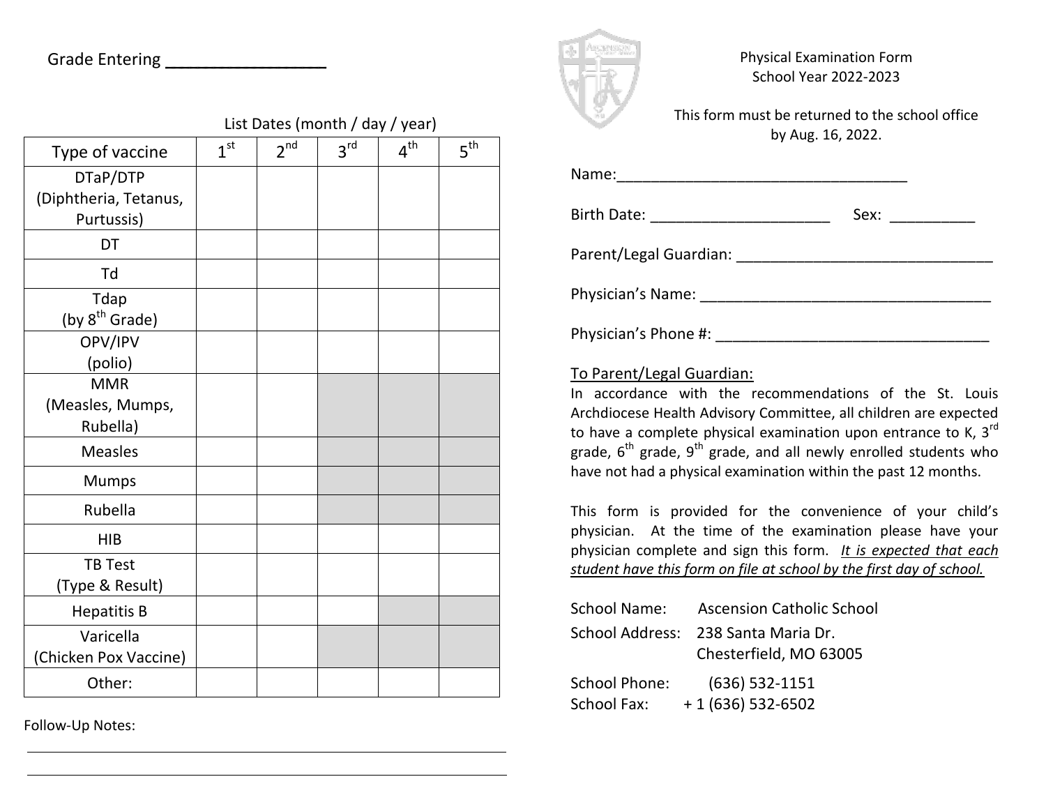Grade Entering ________________

List Dates (month / day / year)

| Type of vaccine | 1st | 2nd | 3rd | 4th | 5th |
|---|---|---|---|---|---|
| DTaP/DTP (Diphtheria, Tetanus, Purtussis) | | | | | |
| DT | | | | | |
| Td | | | | | |
| Tdap (by 8th Grade) | | | | | |
| OPV/IPV (polio) | | | | | |
| MMR (Measles, Mumps, Rubella) | | | | | |
| Measles | | | | | |
| Mumps | | | | | |
| Rubella | | | | | |
| HIB | | | | | |
| TB Test (Type & Result) | | | | | |
| Hepatitis B | | | | | |
| Varicella (Chicken Pox Vaccine) | | | | | |
| Other: | | | | | |

Follow-Up Notes:

______________________________________________

______________________________________________

Physical Examination Form
School Year 2022-2023

This form must be returned to the school office by Aug. 16, 2022.

Name:___________________________________

Birth Date: _____________________ Sex: __________

Parent/Legal Guardian: ______________________________

Physician's Name: __________________________________

Physician's Phone #: ________________________________

To Parent/Legal Guardian:

In accordance with the recommendations of the St. Louis Archdiocese Health Advisory Committee, all children are expected to have a complete physical examination upon entrance to K, 3rd grade, 6th grade, 9th grade, and all newly enrolled students who have not had a physical examination within the past 12 months.

This form is provided for the convenience of your child's physician. At the time of the examination please have your physician complete and sign this form. *It is expected that each student have this form on file at school by the first day of school.*

School Name: Ascension Catholic School

School Address: 238 Santa Maria Dr.
Chesterfield, MO 63005

School Phone: (636) 532-1151

School Fax: + 1 (636) 532-6502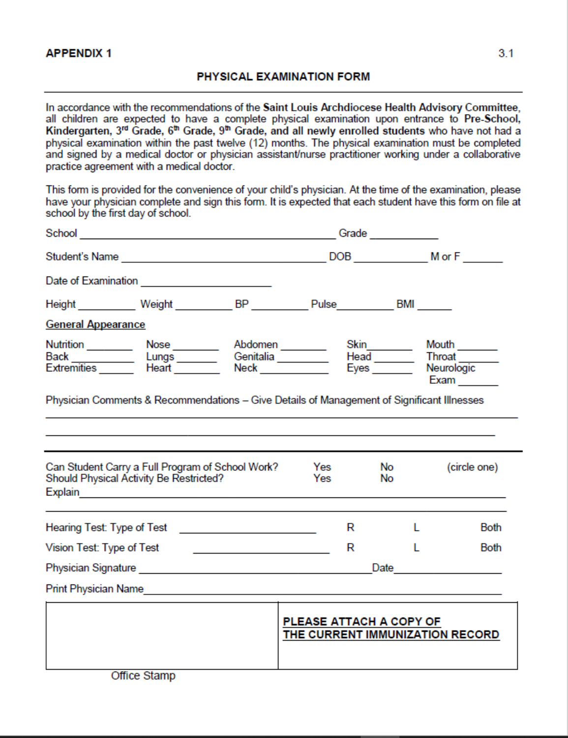APPENDIX 1

3.1

## PHYSICAL EXAMINATION FORM

---

In accordance with the recommendations of the **Saint Louis Archdiocese Health Advisory Committee**, all children are expected to have a complete physical examination upon entrance to **Pre-School, Kindergarten, 3rd Grade, 6th Grade, 9th Grade, and all newly enrolled students** who have not had a physical examination within the past twelve (12) months. The physical examination must be completed and signed by a medical doctor or physician assistant/nurse practitioner working under a collaborative practice agreement with a medical doctor.

This form is provided for the convenience of your child's physician. At the time of the examination, please have your physician complete and sign this form. It is expected that each student have this form on file at school by the first day of school.

School ______________________________ Grade __________

Student's Name ______________________________ DOB __________ M or F ______

Date of Examination ____________________

Height ________ Weight ________ BP ________ Pulse ________ BMI ______

**General Appearance**

| | | | | |
|---|---|---|---|---|
| Nutrition _______ | Nose _______ | Abdomen _______ | Skin _______ | Mouth _______ |
| Back _______ | Lungs _______ | Genitalia _______ | Head _______ | Throat _______ |
| Extremities _______ | Heart _______ | Neck _______ | Eyes _______ | Neurologic Exam _______ |

Physician Comments & Recommendations – Give Details of Management of Significant Illnesses

______________________________________________________________________

______________________________________________________________________

---

Can Student Carry a Full Program of School Work? Yes No (circle one)

Should Physical Activity Be Restricted? Yes No

Explain______________________________________________________________

______________________________________________________________________

Hearing Test: Type of Test ____________________ R L Both

Vision Test: Type of Test ____________________ R L Both

Physician Signature ______________________________ Date______________

Print Physician Name__________________________________________________

| | |
|---|---|
| | **PLEASE ATTACH A COPY OF THE CURRENT IMMUNIZATION RECORD** |

Office Stamp